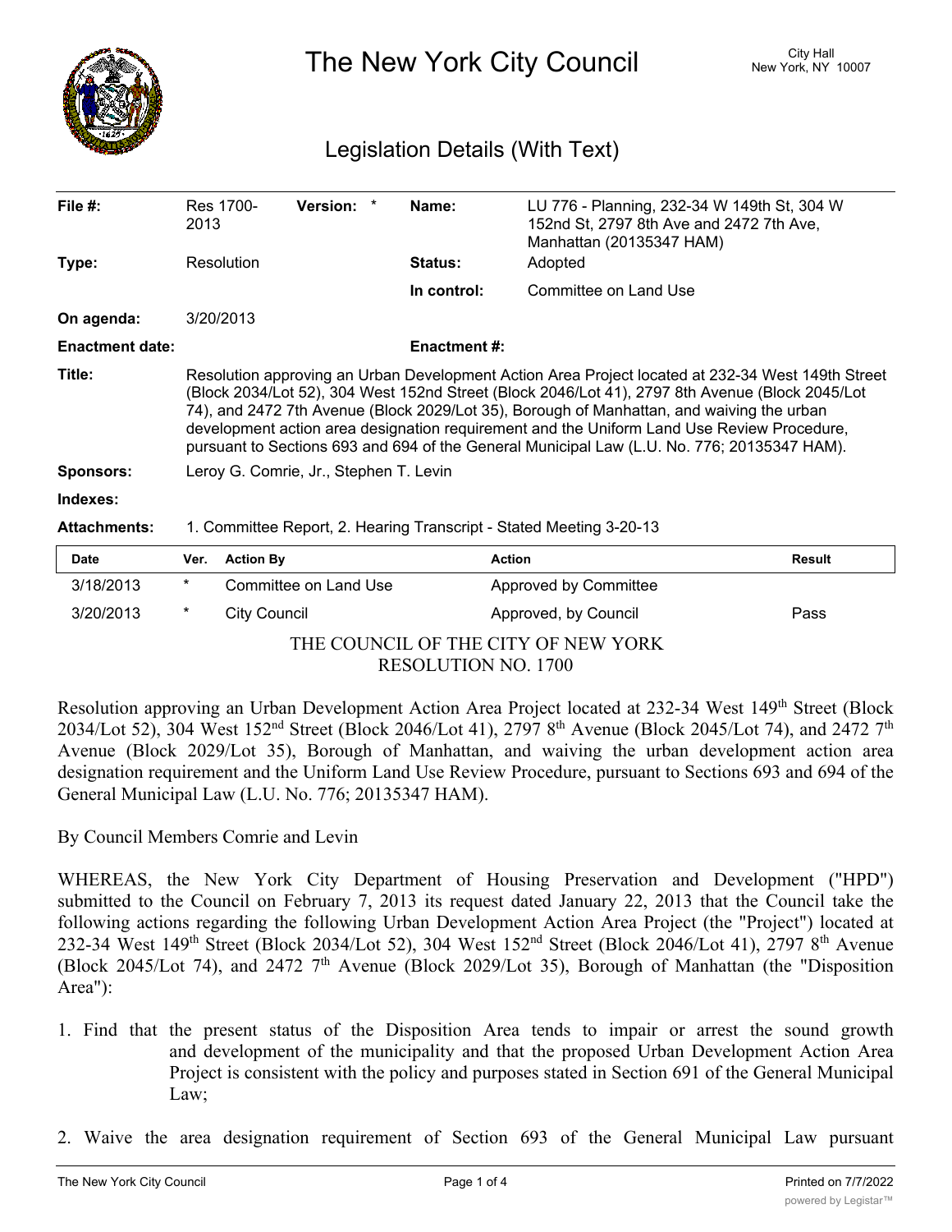# The New York City Council

City Hall
New York, NY 10007

## Legislation Details (With Text)

| | | | |
|---|---|---|---|
| **File #:** | Res 1700-2013 **Version:** * | **Name:** | LU 776 - Planning, 232-34 W 149th St, 304 W 152nd St, 2797 8th Ave and 2472 7th Ave, Manhattan (20135347 HAM) |
| **Type:** | Resolution | **Status:** | Adopted |
| | | **In control:** | Committee on Land Use |
| **On agenda:** | 3/20/2013 | | |
| **Enactment date:** | | **Enactment #:** | |

**Title:** Resolution approving an Urban Development Action Area Project located at 232-34 West 149th Street (Block 2034/Lot 52), 304 West 152nd Street (Block 2046/Lot 41), 2797 8th Avenue (Block 2045/Lot 74), and 2472 7th Avenue (Block 2029/Lot 35), Borough of Manhattan, and waiving the urban development action area designation requirement and the Uniform Land Use Review Procedure, pursuant to Sections 693 and 694 of the General Municipal Law (L.U. No. 776; 20135347 HAM).

**Sponsors:** Leroy G. Comrie, Jr., Stephen T. Levin

**Indexes:**

**Attachments:** 1. Committee Report, 2. Hearing Transcript - Stated Meeting 3-20-13

| Date | Ver. | Action By | Action | Result |
|---|---|---|---|---|
| 3/18/2013 | * | Committee on Land Use | Approved by Committee | |
| 3/20/2013 | * | City Council | Approved, by Council | Pass |

THE COUNCIL OF THE CITY OF NEW YORK
RESOLUTION NO. 1700

Resolution approving an Urban Development Action Area Project located at 232-34 West 149th Street (Block 2034/Lot 52), 304 West 152nd Street (Block 2046/Lot 41), 2797 8th Avenue (Block 2045/Lot 74), and 2472 7th Avenue (Block 2029/Lot 35), Borough of Manhattan, and waiving the urban development action area designation requirement and the Uniform Land Use Review Procedure, pursuant to Sections 693 and 694 of the General Municipal Law (L.U. No. 776; 20135347 HAM).

By Council Members Comrie and Levin

WHEREAS, the New York City Department of Housing Preservation and Development ("HPD") submitted to the Council on February 7, 2013 its request dated January 22, 2013 that the Council take the following actions regarding the following Urban Development Action Area Project (the "Project") located at 232-34 West 149th Street (Block 2034/Lot 52), 304 West 152nd Street (Block 2046/Lot 41), 2797 8th Avenue (Block 2045/Lot 74), and 2472 7th Avenue (Block 2029/Lot 35), Borough of Manhattan (the "Disposition Area"):

1. Find that the present status of the Disposition Area tends to impair or arrest the sound growth and development of the municipality and that the proposed Urban Development Action Area Project is consistent with the policy and purposes stated in Section 691 of the General Municipal Law;

2. Waive the area designation requirement of Section 693 of the General Municipal Law pursuant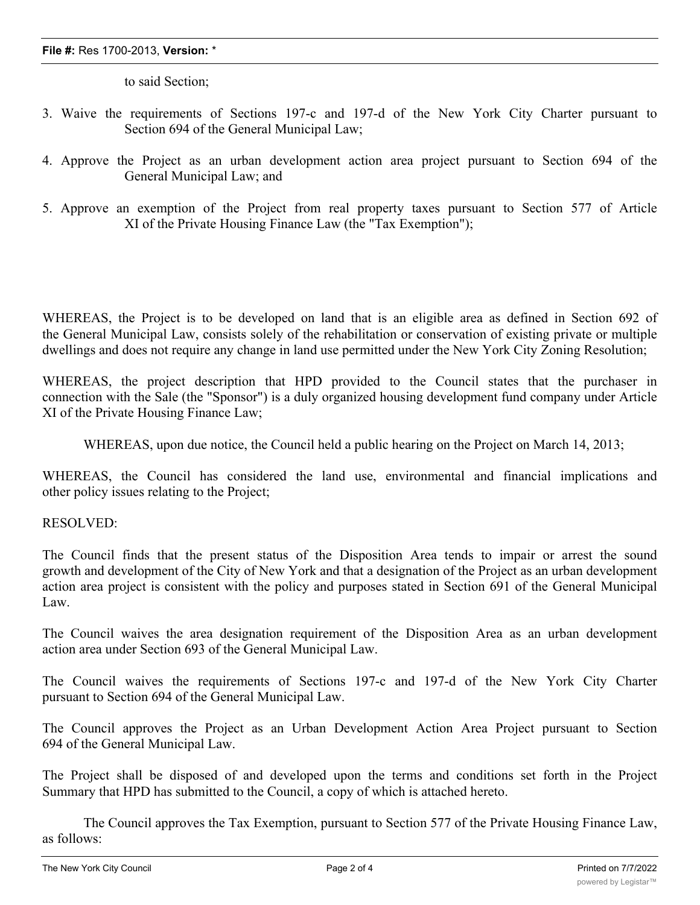to said Section;

3. Waive the requirements of Sections 197-c and 197-d of the New York City Charter pursuant to Section 694 of the General Municipal Law;

4. Approve the Project as an urban development action area project pursuant to Section 694 of the General Municipal Law; and

5. Approve an exemption of the Project from real property taxes pursuant to Section 577 of Article XI of the Private Housing Finance Law (the "Tax Exemption");

WHEREAS, the Project is to be developed on land that is an eligible area as defined in Section 692 of the General Municipal Law, consists solely of the rehabilitation or conservation of existing private or multiple dwellings and does not require any change in land use permitted under the New York City Zoning Resolution;

WHEREAS, the project description that HPD provided to the Council states that the purchaser in connection with the Sale (the "Sponsor") is a duly organized housing development fund company under Article XI of the Private Housing Finance Law;

WHEREAS, upon due notice, the Council held a public hearing on the Project on March 14, 2013;

WHEREAS, the Council has considered the land use, environmental and financial implications and other policy issues relating to the Project;

RESOLVED:

The Council finds that the present status of the Disposition Area tends to impair or arrest the sound growth and development of the City of New York and that a designation of the Project as an urban development action area project is consistent with the policy and purposes stated in Section 691 of the General Municipal Law.

The Council waives the area designation requirement of the Disposition Area as an urban development action area under Section 693 of the General Municipal Law.

The Council waives the requirements of Sections 197-c and 197-d of the New York City Charter pursuant to Section 694 of the General Municipal Law.

The Council approves the Project as an Urban Development Action Area Project pursuant to Section 694 of the General Municipal Law.

The Project shall be disposed of and developed upon the terms and conditions set forth in the Project Summary that HPD has submitted to the Council, a copy of which is attached hereto.

The Council approves the Tax Exemption, pursuant to Section 577 of the Private Housing Finance Law, as follows: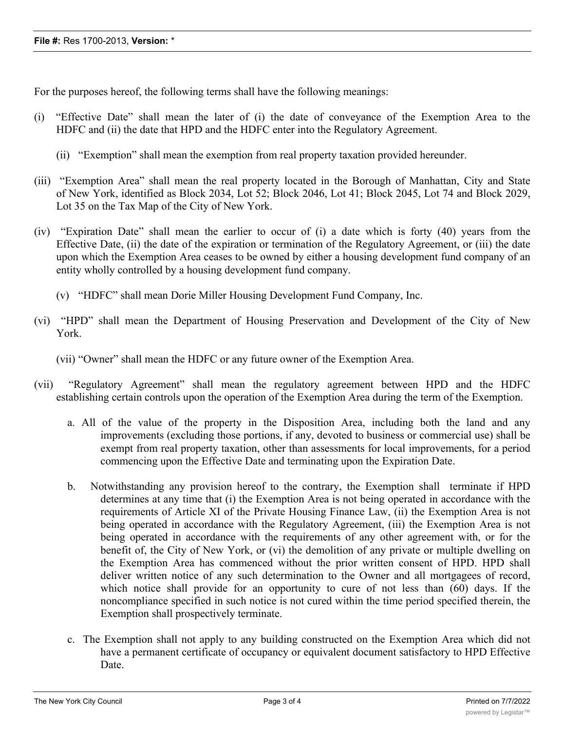For the purposes hereof, the following terms shall have the following meanings:

(i) "Effective Date" shall mean the later of (i) the date of conveyance of the Exemption Area to the HDFC and (ii) the date that HPD and the HDFC enter into the Regulatory Agreement.

(ii) "Exemption" shall mean the exemption from real property taxation provided hereunder.

(iii) "Exemption Area" shall mean the real property located in the Borough of Manhattan, City and State of New York, identified as Block 2034, Lot 52; Block 2046, Lot 41; Block 2045, Lot 74 and Block 2029, Lot 35 on the Tax Map of the City of New York.

(iv) "Expiration Date" shall mean the earlier to occur of (i) a date which is forty (40) years from the Effective Date, (ii) the date of the expiration or termination of the Regulatory Agreement, or (iii) the date upon which the Exemption Area ceases to be owned by either a housing development fund company of an entity wholly controlled by a housing development fund company.

(v) "HDFC" shall mean Dorie Miller Housing Development Fund Company, Inc.

(vi) "HPD" shall mean the Department of Housing Preservation and Development of the City of New York.

(vii) "Owner" shall mean the HDFC or any future owner of the Exemption Area.

(vii) "Regulatory Agreement" shall mean the regulatory agreement between HPD and the HDFC establishing certain controls upon the operation of the Exemption Area during the term of the Exemption.

a. All of the value of the property in the Disposition Area, including both the land and any improvements (excluding those portions, if any, devoted to business or commercial use) shall be exempt from real property taxation, other than assessments for local improvements, for a period commencing upon the Effective Date and terminating upon the Expiration Date.

b. Notwithstanding any provision hereof to the contrary, the Exemption shall terminate if HPD determines at any time that (i) the Exemption Area is not being operated in accordance with the requirements of Article XI of the Private Housing Finance Law, (ii) the Exemption Area is not being operated in accordance with the Regulatory Agreement, (iii) the Exemption Area is not being operated in accordance with the requirements of any other agreement with, or for the benefit of, the City of New York, or (vi) the demolition of any private or multiple dwelling on the Exemption Area has commenced without the prior written consent of HPD. HPD shall deliver written notice of any such determination to the Owner and all mortgages of record, which notice shall provide for an opportunity to cure of not less than (60) days. If the noncompliance specified in such notice is not cured within the time period specified therein, the Exemption shall prospectively terminate.

c. The Exemption shall not apply to any building constructed on the Exemption Area which did not have a permanent certificate of occupancy or equivalent document satisfactory to HPD Effective Date.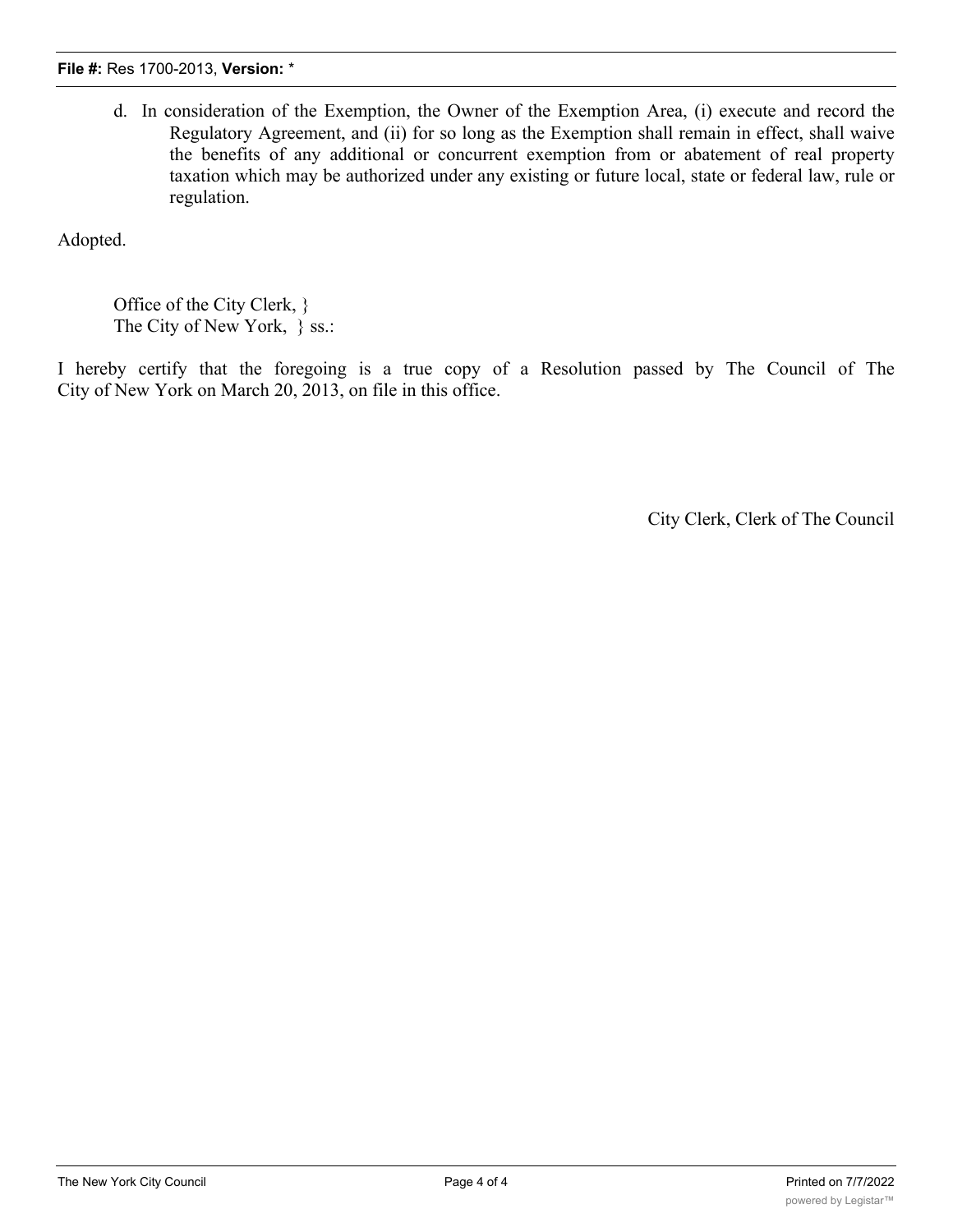d. In consideration of the Exemption, the Owner of the Exemption Area, (i) execute and record the Regulatory Agreement, and (ii) for so long as the Exemption shall remain in effect, shall waive the benefits of any additional or concurrent exemption from or abatement of real property taxation which may be authorized under any existing or future local, state or federal law, rule or regulation.

Adopted.

Office of the City Clerk, }
The City of New York, } ss.:

I hereby certify that the foregoing is a true copy of a Resolution passed by The Council of The City of New York on March 20, 2013, on file in this office.

City Clerk, Clerk of The Council